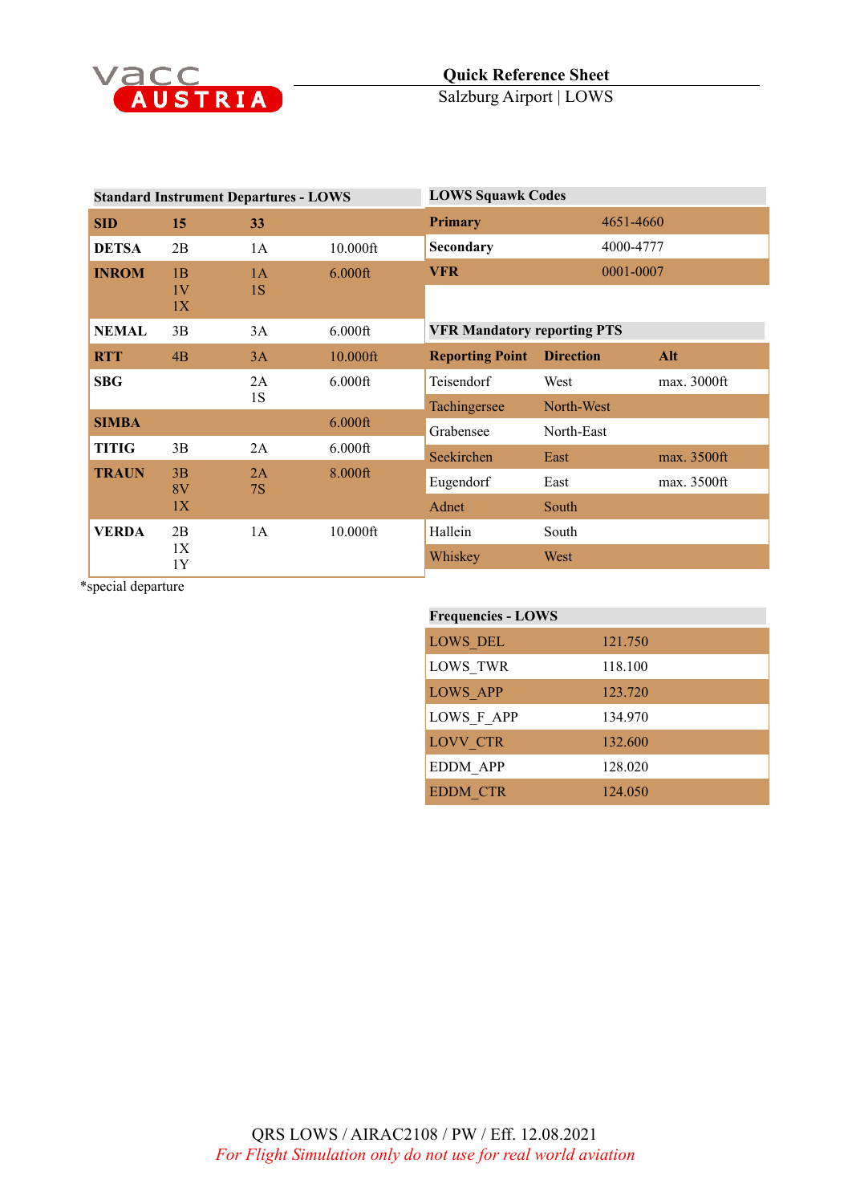# Quick Reference Sheet

Salzburg Airport | LOWS

## Standard Instrument Departures - LOWS

| SID | 15 | 33 | |
|---|---|---|---|
| DETSA | 2B | 1A | 10.000ft |
| INROM | 1B<br>1V<br>1X | 1A<br>1S | 6.000ft |
| NEMAL | 3B | 3A | 6.000ft |
| RTT | 4B | 3A | 10.000ft |
| SBG | | 2A<br>1S | 6.000ft |
| SIMBA | | | 6.000ft |
| TITIG | 3B | 2A | 6.000ft |
| TRAUN | 3B<br>8V<br>1X | 2A<br>7S | 8.000ft |
| VERDA | 2B<br>1X<br>1Y | 1A | 10.000ft |

*special departure

## LOWS Squawk Codes

| | |
|---|---|
| Primary | 4651-4660 |
| Secondary | 4000-4777 |
| VFR | 0001-0007 |

## VFR Mandatory reporting PTS

| Reporting Point | Direction | Alt |
|---|---|---|
| Teisendorf | West | max. 3000ft |
| Tachingersee | North-West | |
| Grabensee | North-East | |
| Seekirchen | East | max. 3500ft |
| Eugendorf | East | max. 3500ft |
| Adnet | South | |
| Hallein | South | |
| Whiskey | West | |

## Frequencies - LOWS

| | |
|---|---|
| LOWS_DEL | 121.750 |
| LOWS_TWR | 118.100 |
| LOWS_APP | 123.720 |
| LOWS_F_APP | 134.970 |
| LOVV_CTR | 132.600 |
| EDDM_APP | 128.020 |
| EDDM_CTR | 124.050 |

QRS LOWS / AIRAC2108 / PW / Eff. 12.08.2021

*For Flight Simulation only do not use for real world aviation*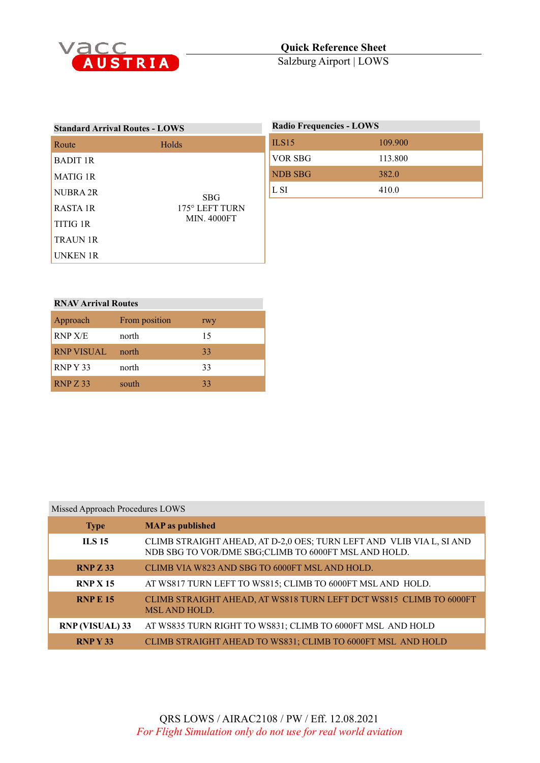**Quick Reference Sheet**
Salzburg Airport | LOWS

**Standard Arrival Routes - LOWS**

| Route | Holds |
|---|---|
| BADIT 1R | SBG 175° LEFT TURN MIN. 4000FT |
| MATIG 1R | |
| NUBRA 2R | |
| RASTA 1R | |
| TITIG 1R | |
| TRAUN 1R | |
| UNKEN 1R | |

**Radio Frequencies - LOWS**

| | |
|---|---|
| ILS15 | 109.900 |
| VOR SBG | 113.800 |
| NDB SBG | 382.0 |
| L SI | 410.0 |

**RNAV Arrival Routes**

| Approach | From position | rwy |
|---|---|---|
| RNP X/E | north | 15 |
| RNP VISUAL | north | 33 |
| RNP Y 33 | north | 33 |
| RNP Z 33 | south | 33 |

Missed Approach Procedures LOWS

| Type | MAP as published |
|---|---|
| **ILS 15** | CLIMB STRAIGHT AHEAD, AT D-2,0 OES; TURN LEFT AND VLIB VIA L, SI AND NDB SBG TO VOR/DME SBG;CLIMB TO 6000FT MSL AND HOLD. |
| **RNP Z 33** | CLIMB VIA W823 AND SBG TO 6000FT MSL AND HOLD. |
| **RNP X 15** | AT WS817 TURN LEFT TO WS815; CLIMB TO 6000FT MSL AND HOLD. |
| **RNP E 15** | CLIMB STRAIGHT AHEAD, AT WS818 TURN LEFT DCT WS815 CLIMB TO 6000FT MSL AND HOLD. |
| **RNP (VISUAL) 33** | AT WS835 TURN RIGHT TO WS831; CLIMB TO 6000FT MSL AND HOLD |
| **RNP Y 33** | CLIMB STRAIGHT AHEAD TO WS831; CLIMB TO 6000FT MSL AND HOLD |

QRS LOWS / AIRAC2108 / PW / Eff. 12.08.2021
*For Flight Simulation only do not use for real world aviation*